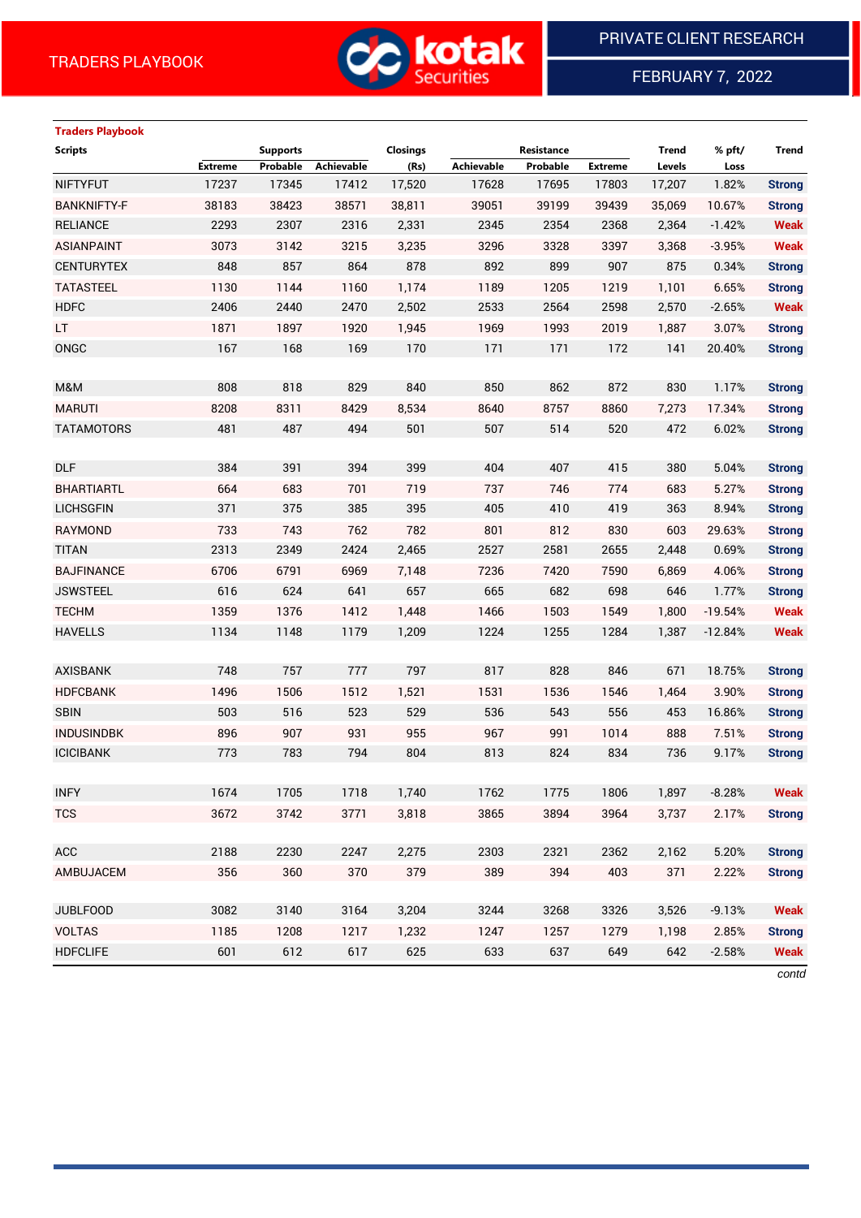TRADERS PLAYBOOK

PRIVATE CLIENT RESEARCH

FEBRUARY 7, 2022

**Traders Playbook**

| Scripts | Supports | | | Closings | Resistance | | | Trend | % pft/ | Trend |
|---|---|---|---|---|---|---|---|---|---|---|
| | Extreme | Probable | Achievable | (Rs) | Achievable | Probable | Extreme | Levels | Loss | |
| NIFTYFUT | 17237 | 17345 | 17412 | 17,520 | 17628 | 17695 | 17803 | 17,207 | 1.82% | Strong |
| BANKNIFTY-F | 38183 | 38423 | 38571 | 38,811 | 39051 | 39199 | 39439 | 35,069 | 10.67% | Strong |
| RELIANCE | 2293 | 2307 | 2316 | 2,331 | 2345 | 2354 | 2368 | 2,364 | -1.42% | Weak |
| ASIANPAINT | 3073 | 3142 | 3215 | 3,235 | 3296 | 3328 | 3397 | 3,368 | -3.95% | Weak |
| CENTURYTEX | 848 | 857 | 864 | 878 | 892 | 899 | 907 | 875 | 0.34% | Strong |
| TATASTEEL | 1130 | 1144 | 1160 | 1,174 | 1189 | 1205 | 1219 | 1,101 | 6.65% | Strong |
| HDFC | 2406 | 2440 | 2470 | 2,502 | 2533 | 2564 | 2598 | 2,570 | -2.65% | Weak |
| LT | 1871 | 1897 | 1920 | 1,945 | 1969 | 1993 | 2019 | 1,887 | 3.07% | Strong |
| ONGC | 167 | 168 | 169 | 170 | 171 | 171 | 172 | 141 | 20.40% | Strong |
| | | | | | | | | | | |
| M&M | 808 | 818 | 829 | 840 | 850 | 862 | 872 | 830 | 1.17% | Strong |
| MARUTI | 8208 | 8311 | 8429 | 8,534 | 8640 | 8757 | 8860 | 7,273 | 17.34% | Strong |
| TATAMOTORS | 481 | 487 | 494 | 501 | 507 | 514 | 520 | 472 | 6.02% | Strong |
| | | | | | | | | | | |
| DLF | 384 | 391 | 394 | 399 | 404 | 407 | 415 | 380 | 5.04% | Strong |
| BHARTIARTL | 664 | 683 | 701 | 719 | 737 | 746 | 774 | 683 | 5.27% | Strong |
| LICHSGFIN | 371 | 375 | 385 | 395 | 405 | 410 | 419 | 363 | 8.94% | Strong |
| RAYMOND | 733 | 743 | 762 | 782 | 801 | 812 | 830 | 603 | 29.63% | Strong |
| TITAN | 2313 | 2349 | 2424 | 2,465 | 2527 | 2581 | 2655 | 2,448 | 0.69% | Strong |
| BAJFINANCE | 6706 | 6791 | 6969 | 7,148 | 7236 | 7420 | 7590 | 6,869 | 4.06% | Strong |
| JSWSTEEL | 616 | 624 | 641 | 657 | 665 | 682 | 698 | 646 | 1.77% | Strong |
| TECHM | 1359 | 1376 | 1412 | 1,448 | 1466 | 1503 | 1549 | 1,800 | -19.54% | Weak |
| HAVELLS | 1134 | 1148 | 1179 | 1,209 | 1224 | 1255 | 1284 | 1,387 | -12.84% | Weak |
| | | | | | | | | | | |
| AXISBANK | 748 | 757 | 777 | 797 | 817 | 828 | 846 | 671 | 18.75% | Strong |
| HDFCBANK | 1496 | 1506 | 1512 | 1,521 | 1531 | 1536 | 1546 | 1,464 | 3.90% | Strong |
| SBIN | 503 | 516 | 523 | 529 | 536 | 543 | 556 | 453 | 16.86% | Strong |
| INDUSINDBK | 896 | 907 | 931 | 955 | 967 | 991 | 1014 | 888 | 7.51% | Strong |
| ICICIBANK | 773 | 783 | 794 | 804 | 813 | 824 | 834 | 736 | 9.17% | Strong |
| | | | | | | | | | | |
| INFY | 1674 | 1705 | 1718 | 1,740 | 1762 | 1775 | 1806 | 1,897 | -8.28% | Weak |
| TCS | 3672 | 3742 | 3771 | 3,818 | 3865 | 3894 | 3964 | 3,737 | 2.17% | Strong |
| | | | | | | | | | | |
| ACC | 2188 | 2230 | 2247 | 2,275 | 2303 | 2321 | 2362 | 2,162 | 5.20% | Strong |
| AMBUJACEM | 356 | 360 | 370 | 379 | 389 | 394 | 403 | 371 | 2.22% | Strong |
| | | | | | | | | | | |
| JUBLFOOD | 3082 | 3140 | 3164 | 3,204 | 3244 | 3268 | 3326 | 3,526 | -9.13% | Weak |
| VOLTAS | 1185 | 1208 | 1217 | 1,232 | 1247 | 1257 | 1279 | 1,198 | 2.85% | Strong |
| HDFCLIFE | 601 | 612 | 617 | 625 | 633 | 637 | 649 | 642 | -2.58% | Weak |

*contd*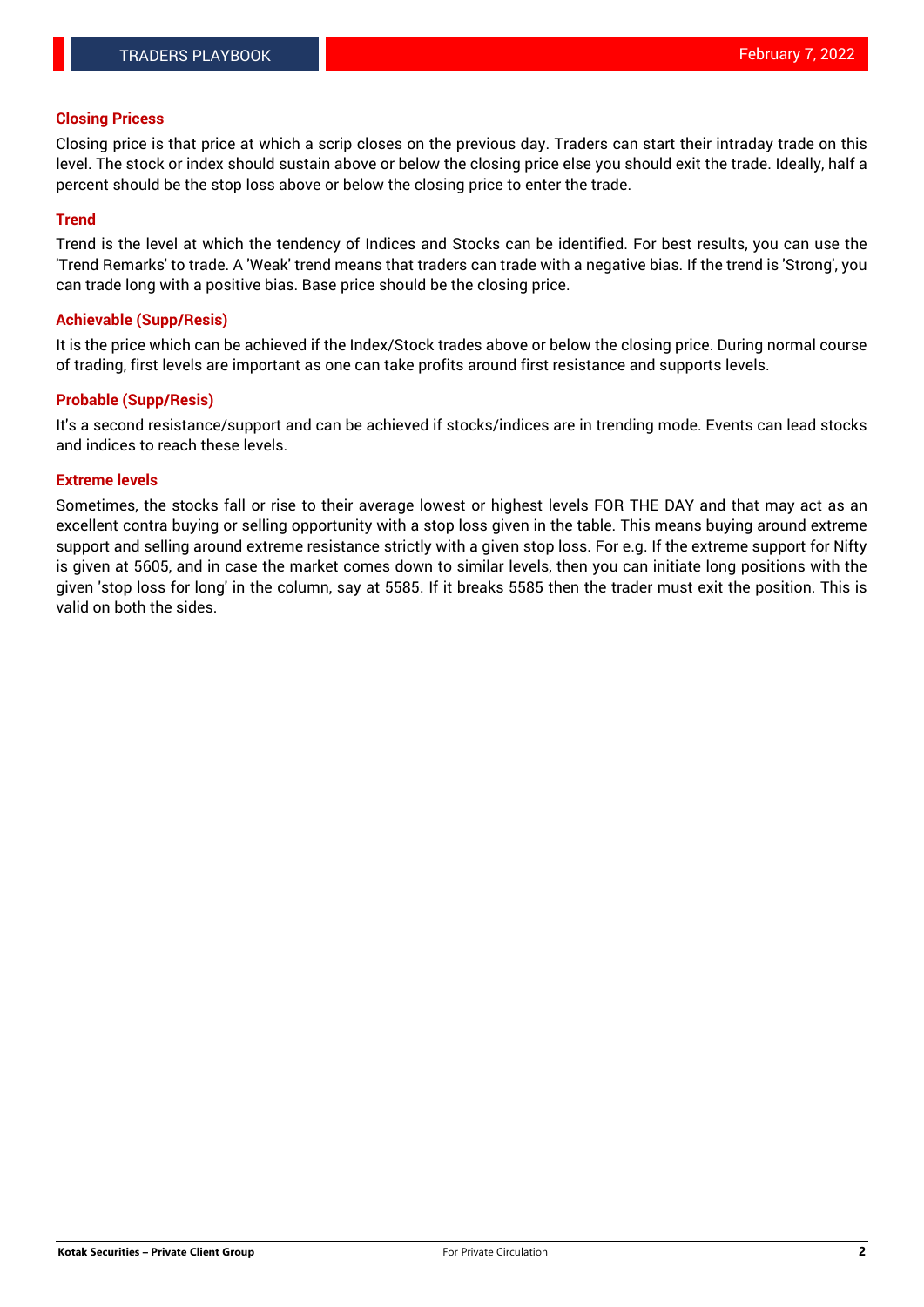## Closing Pricess

Closing price is that price at which a scrip closes on the previous day. Traders can start their intraday trade on this level. The stock or index should sustain above or below the closing price else you should exit the trade. Ideally, half a percent should be the stop loss above or below the closing price to enter the trade.

## Trend

Trend is the level at which the tendency of Indices and Stocks can be identified. For best results, you can use the 'Trend Remarks' to trade. A 'Weak' trend means that traders can trade with a negative bias. If the trend is 'Strong', you can trade long with a positive bias. Base price should be the closing price.

## Achievable (Supp/Resis)

It is the price which can be achieved if the Index/Stock trades above or below the closing price. During normal course of trading, first levels are important as one can take profits around first resistance and supports levels.

## Probable (Supp/Resis)

It's a second resistance/support and can be achieved if stocks/indices are in trending mode. Events can lead stocks and indices to reach these levels.

## Extreme levels

Sometimes, the stocks fall or rise to their average lowest or highest levels FOR THE DAY and that may act as an excellent contra buying or selling opportunity with a stop loss given in the table. This means buying around extreme support and selling around extreme resistance strictly with a given stop loss. For e.g. If the extreme support for Nifty is given at 5605, and in case the market comes down to similar levels, then you can initiate long positions with the given 'stop loss for long' in the column, say at 5585. If it breaks 5585 then the trader must exit the position. This is valid on both the sides.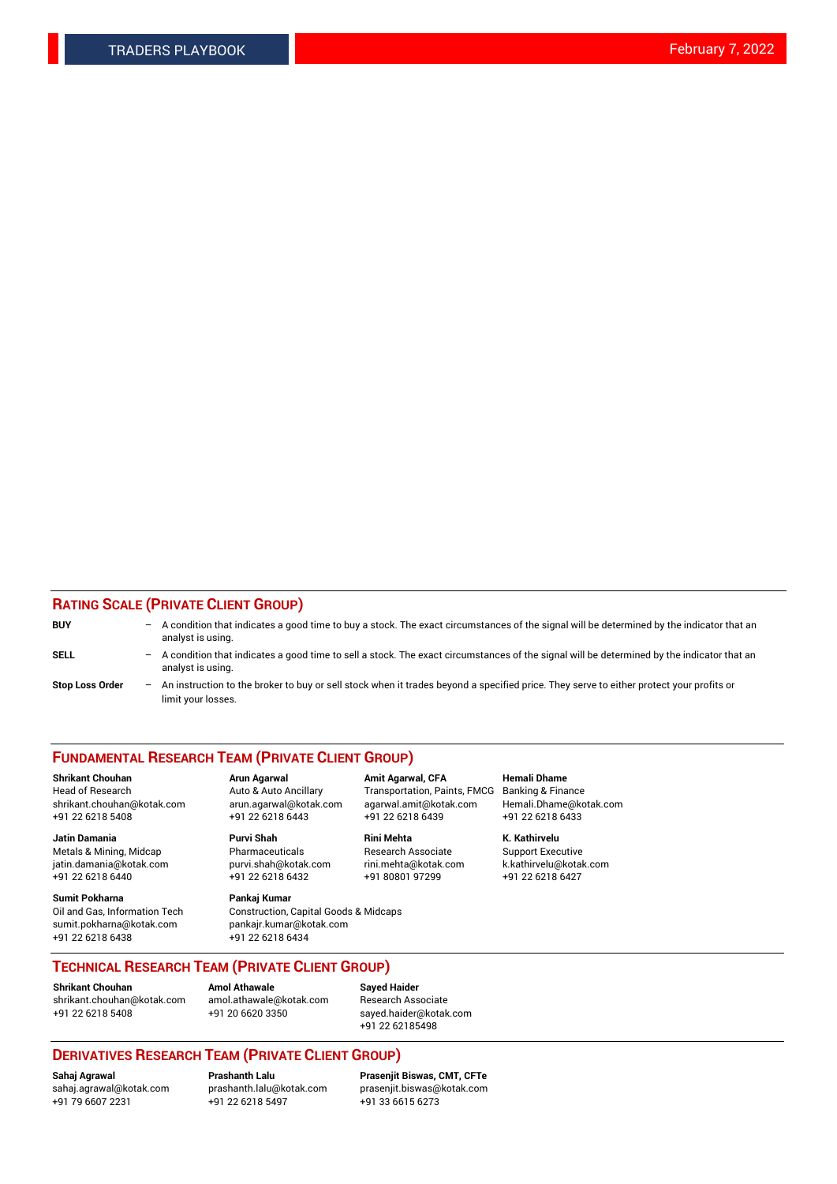## RATING SCALE (PRIVATE CLIENT GROUP)

**BUY** – A condition that indicates a good time to buy a stock. The exact circumstances of the signal will be determined by the indicator that an analyst is using.

**SELL** – A condition that indicates a good time to sell a stock. The exact circumstances of the signal will be determined by the indicator that an analyst is using.

**Stop Loss Order** – An instruction to the broker to buy or sell stock when it trades beyond a specified price. They serve to either protect your profits or limit your losses.

## FUNDAMENTAL RESEARCH TEAM (PRIVATE CLIENT GROUP)

**Shrikant Chouhan**
Head of Research
shrikant.chouhan@kotak.com
+91 22 6218 5408

**Arun Agarwal**
Auto & Auto Ancillary
arun.agarwal@kotak.com
+91 22 6218 6443

**Amit Agarwal, CFA**
Transportation, Paints, FMCG
agarwal.amit@kotak.com
+91 22 6218 6439

**Hemali Dhame**
Banking & Finance
Hemali.Dhame@kotak.com
+91 22 6218 6433

**Jatin Damania**
Metals & Mining, Midcap
jatin.damania@kotak.com
+91 22 6218 6440

**Purvi Shah**
Pharmaceuticals
purvi.shah@kotak.com
+91 22 6218 6432

**Rini Mehta**
Research Associate
rini.mehta@kotak.com
+91 80801 97299

**K. Kathirvelu**
Support Executive
k.kathirvelu@kotak.com
+91 22 6218 6427

**Sumit Pokharna**
Oil and Gas, Information Tech
sumit.pokharna@kotak.com
+91 22 6218 6438

**Pankaj Kumar**
Construction, Capital Goods & Midcaps
pankajr.kumar@kotak.com
+91 22 6218 6434

## TECHNICAL RESEARCH TEAM (PRIVATE CLIENT GROUP)

**Shrikant Chouhan**
shrikant.chouhan@kotak.com
+91 22 6218 5408

**Amol Athawale**
amol.athawale@kotak.com
+91 20 6620 3350

**Sayed Haider**
Research Associate
sayed.haider@kotak.com
+91 22 62185498

## DERIVATIVES RESEARCH TEAM (PRIVATE CLIENT GROUP)

**Sahaj Agrawal**
sahaj.agrawal@kotak.com
+91 79 6607 2231

**Prashanth Lalu**
prashanth.lalu@kotak.com
+91 22 6218 5497

**Prasenjit Biswas, CMT, CFTe**
prasenjit.biswas@kotak.com
+91 33 6615 6273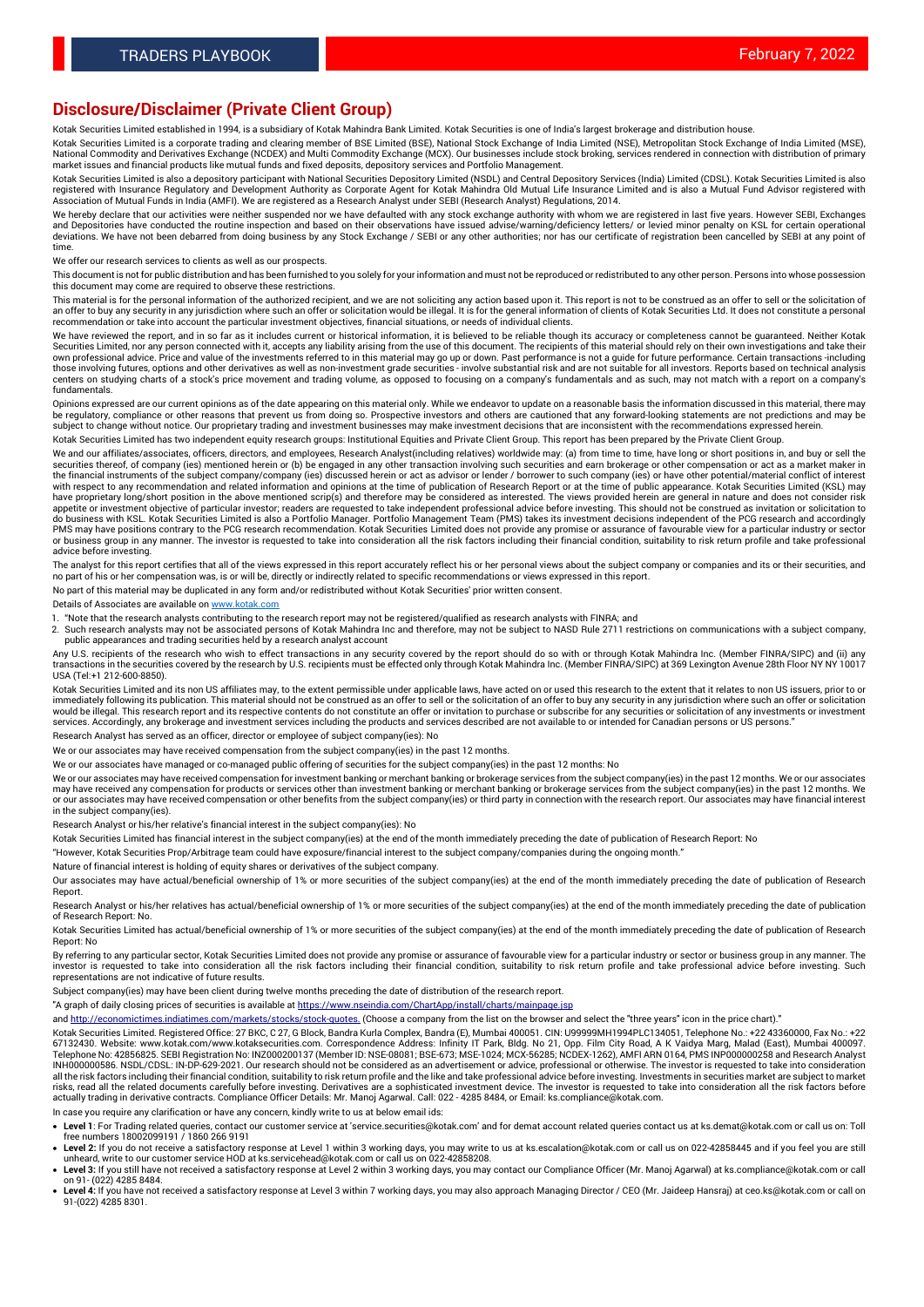# Disclosure/Disclaimer (Private Client Group)

Kotak Securities Limited established in 1994, is a subsidiary of Kotak Mahindra Bank Limited. Kotak Securities is one of India's largest brokerage and distribution house.

Kotak Securities Limited is a corporate trading and clearing member of BSE Limited (BSE), National Stock Exchange of India Limited (NSE), Metropolitan Stock Exchange of India Limited (MSE), National Commodity and Derivatives Exchange (NCDEX) and Multi Commodity Exchange (MCX). Our businesses include stock broking, services rendered in connection with distribution of primary market issues and financial products like mutual funds and fixed deposits, depository services and Portfolio Management.

Kotak Securities Limited is also a depository participant with National Securities Depository Limited (NSDL) and Central Depository Services (India) Limited (CDSL). Kotak Securities Limited is also registered with Insurance Regulatory and Development Authority as Corporate Agent for Kotak Mahindra Old Mutual Life Insurance Limited and is also a Mutual Fund Advisor registered with Association of Mutual Funds in India (AMFI). We are registered as a Research Analyst under SEBI (Research Analyst) Regulations, 2014.

We hereby declare that our activities were neither suspended nor we have defaulted with any stock exchange authority with whom we are registered in last five years. However SEBI, Exchanges and Depositories have conducted the routine inspection and based on their observations have issued advise/warning/deficiency letters/ or levied minor penalty on KSL for certain operational deviations. We have not been debarred from doing business by any Stock Exchange / SEBI or any other authorities; nor has our certificate of registration been cancelled by SEBI at any point of time.

We offer our research services to clients as well as our prospects.

This document is not for public distribution and has been furnished to you solely for your information and must not be reproduced or redistributed to any other person. Persons into whose possession this document may come are required to observe these restrictions.

This material is for the personal information of the authorized recipient, and we are not soliciting any action based upon it. This report is not to be construed as an offer to sell or the solicitation of an offer to buy any security in any jurisdiction where such an offer or solicitation would be illegal. It is for the general information of clients of Kotak Securities Ltd. It does not constitute a personal recommendation or take into account the particular investment objectives, financial situations, or needs of individual clients.

We have reviewed the report, and in so far as it includes current or historical information, it is believed to be reliable though its accuracy or completeness cannot be guaranteed. Neither Kotak Securities Limited, nor any person connected with it, accepts any liability arising from the use of this document. The recipients of this material should rely on their own investigations and take their own professional advice. Price and value of the investments referred to in this material may go up or down. Past performance is not a guide for future performance. Certain transactions -including those involving futures, options and other derivatives as well as non-investment grade securities - involve substantial risk and are not suitable for all investors. Reports based on technical analysis centers on studying charts of a stock's price movement and trading volume, as opposed to focusing on a company's fundamentals and as such, may not match with a report on a company's fundamentals.

Opinions expressed are our current opinions as of the date appearing on this material only. While we endeavor to update on a reasonable basis the information discussed in this material, there may be regulatory, compliance or other reasons that prevent us from doing so. Prospective investors and others are cautioned that any forward-looking statements are not predictions and may be subject to change without notice. Our proprietary trading and investment businesses may make investment decisions that are inconsistent with the recommendations expressed herein.

Kotak Securities Limited has two independent equity research groups: Institutional Equities and Private Client Group. This report has been prepared by the Private Client Group.

We and our affiliates/associates, officers, directors, and employees, Research Analyst(including relatives) worldwide may: (a) from time to time, have long or short positions in, and buy or sell the securities thereof, of company (ies) mentioned herein or (b) be engaged in any other transaction involving such securities and earn brokerage or other compensation or act as a market maker in the financial instruments of the subject company/company (ies) discussed herein or act as advisor or lender / borrower to such company (ies) or have other potential/material conflict of interest with respect to any recommendation and related information and opinions at the time of publication of Research Report or at the time of public appearance. Kotak Securities Limited (KSL) may have proprietary long/short position in the above mentioned scrip(s) and therefore may be considered as interested. The views provided herein are general in nature and does not consider risk appetite or investment objective of particular investor; readers are requested to take independent professional advice before investing. This should not be construed as invitation or solicitation to do business with KSL. Kotak Securities Limited is also a Portfolio Manager. Portfolio Management Team (PMS) takes its investment decisions independent of the PCG research and accordingly PMS may have positions contrary to the PCG research recommendation. Kotak Securities Limited does not provide any promise or assurance of favourable view for a particular industry or sector or business group in any manner. The investor is requested to take into consideration all the risk factors including their financial condition, suitability to risk return profile and take professional advice before investing.

The analyst for this report certifies that all of the views expressed in this report accurately reflect his or her personal views about the subject company or companies and its or their securities, and no part of his or her compensation was, is or will be, directly or indirectly related to specific recommendations or views expressed in this report.

No part of this material may be duplicated in any form and/or redistributed without Kotak Securities' prior written consent.

Details of Associates are available on www.kotak.com

1. "Note that the research analysts contributing to the research report may not be registered/qualified as research analysts with FINRA; and
2. Such research analysts may not be associated persons of Kotak Mahindra Inc and therefore, may not be subject to NASD Rule 2711 restrictions on communications with a subject company, public appearances and trading securities held by a research analyst account

Any U.S. recipients of the research who wish to effect transactions in any security covered by the report should do so with or through Kotak Mahindra Inc. (Member FINRA/SIPC) and (ii) any transactions in the securities covered by the research by U.S. recipients must be effected only through Kotak Mahindra Inc. (Member FINRA/SIPC) at 369 Lexington Avenue 28th Floor NY NY 10017 USA (Tel:+1 212-600-8850).

Kotak Securities Limited and its non US affiliates may, to the extent permissible under applicable laws, have acted on or used this research to the extent that it relates to non US issuers, prior to or immediately following its publication. This material should not be construed as an offer to sell or the solicitation of an offer to buy any security in any jurisdiction where such an offer or solicitation would be illegal. This research report and its respective contents do not constitute an offer or invitation to purchase or subscribe for any securities or solicitation of any investments or investment services. Accordingly, any brokerage and investment services including the products and services described are not available to or intended for Canadian persons or US persons."

Research Analyst has served as an officer, director or employee of subject company(ies): No

We or our associates may have received compensation from the subject company(ies) in the past 12 months.

We or our associates have managed or co-managed public offering of securities for the subject company(ies) in the past 12 months: No

We or our associates may have received compensation for investment banking or merchant banking or brokerage services from the subject company(ies) in the past 12 months. We or our associates may have received any compensation for products or services other than investment banking or merchant banking or brokerage services from the subject company(ies) in the past 12 months. We or our associates may have received compensation or other benefits from the subject company(ies) or third party in connection with the research report. Our associates may have financial interest in the subject company(ies).

Research Analyst or his/her relative's financial interest in the subject company(ies): No

Kotak Securities Limited has financial interest in the subject company(ies) at the end of the month immediately preceding the date of publication of Research Report: No

"However, Kotak Securities Prop/Arbitrage team could have exposure/financial interest to the subject company/companies during the ongoing month."

Nature of financial interest is holding of equity shares or derivatives of the subject company.

Our associates may have actual/beneficial ownership of 1% or more securities of the subject company(ies) at the end of the month immediately preceding the date of publication of Research Report.

Research Analyst or his/her relatives has actual/beneficial ownership of 1% or more securities of the subject company(ies) at the end of the month immediately preceding the date of publication of Research Report: No.

Kotak Securities Limited has actual/beneficial ownership of 1% or more securities of the subject company(ies) at the end of the month immediately preceding the date of publication of Research Report: No

By referring to any particular sector, Kotak Securities Limited does not provide any promise or assurance of favourable view for a particular industry or sector or business group in any manner. The investor is requested to take into consideration all the risk factors including their financial condition, suitability to risk return profile and take professional advice before investing. Such representations are not indicative of future results.

Subject company(ies) may have been client during twelve months preceding the date of distribution of the research report.

"A graph of daily closing prices of securities is available at https://www.nseindia.com/ChartApp/install/charts/mainpage.jsp

and http://economictimes.indiatimes.com/markets/stocks/stock-quotes. (Choose a company from the list on the browser and select the "three years" icon in the price chart)."

Kotak Securities Limited. Registered Office: 27 BKC, C 27, G Block, Bandra Kurla Complex, Bandra (E), Mumbai 400051. CIN: U99999MH1994PLC134051, Telephone No.: +22 43360000, Fax No.: +22 67132430. Website: www.kotak.com/www.kotaksecurities.com. Correspondence Address: Infinity IT Park, Bldg. No 21, Opp. Film City Road, A K Vaidya Marg, Malad (East), Mumbai 400097. Telephone No: 42856825. SEBI Registration No: INZ000200137 (Member ID: NSE-08081; BSE-673; MSE-1024; MCX-56285; NCDEX-1262), AMFI ARN 0164, PMS INP000000258 and Research Analyst INH000000586. NSDL/CDSL: IN-DP-629-2021. Our research should not be considered as an advertisement or advice, professional or otherwise. The investor is requested to take into consideration all the risk factors including their financial condition, suitability to risk return profile and the like and take professional advice before investing. Investments in securities market are subject to market risks, read all the related documents carefully before investing. Derivatives are a sophisticated investment device. The investor is requested to take into consideration all the risk factors before actually trading in derivative contracts. Compliance Officer Details: Mr. Manoj Agarwal. Call: 022 - 4285 8484, or Email: ks.compliance@kotak.com.

In case you require any clarification or have any concern, kindly write to us at below email ids:

- **Level 1**: For Trading related queries, contact our customer service at 'service.securities@kotak.com' and for demat account related queries contact us at ks.demat@kotak.com or call us on: Toll free numbers 18002099191 / 1860 266 9191
- **Level 2:** If you do not receive a satisfactory response at Level 1 within 3 working days, you may write to us at ks.escalation@kotak.com or call us on 022-42858445 and if you feel you are still unheard, write to our customer service HOD at ks.servicehead@kotak.com or call us on 022-42858208.
- **Level 3:** If you still have not received a satisfactory response at Level 2 within 3 working days, you may contact our Compliance Officer (Mr. Manoj Agarwal) at ks.compliance@kotak.com or call on 91- (022) 4285 8484.
- **Level 4:** If you have not received a satisfactory response at Level 3 within 7 working days, you may also approach Managing Director / CEO (Mr. Jaideep Hansraj) at ceo.ks@kotak.com or call on 91-(022) 4285 8301.